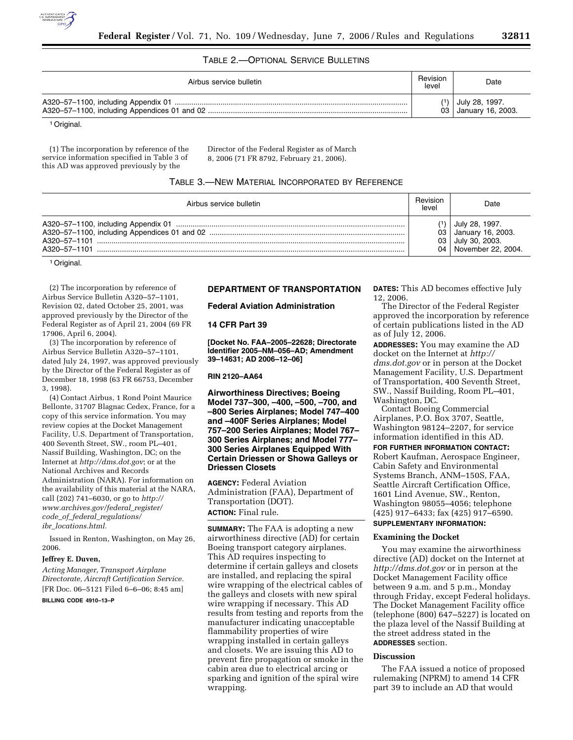TABLE 2.—OPTIONAL SERVICE BULLETINS

| Airbus service bulletin | Revision level | Date |
|---|---|---|
| A320–57–1100, including Appendix 01 | (1) | July 28, 1997. |
| A320–57–1100, including Appendices 01 and 02 | 03 | January 16, 2003. |

[1] Original.

(1) The incorporation by reference of the service information specified in Table 3 of this AD was approved previously by the Director of the Federal Register as of March 8, 2006 (71 FR 8792, February 21, 2006).

TABLE 3.—NEW MATERIAL INCORPORATED BY REFERENCE

| Airbus service bulletin | Revision level | Date |
|---|---|---|
| A320–57–1100, including Appendix 01 | (1) | July 28, 1997. |
| A320–57–1100, including Appendices 01 and 02 | 03 | January 16, 2003. |
| A320–57–1101 | 03 | July 30, 2003. |
| A320–57–1101 | 04 | November 22, 2004. |

[1] Original.

(2) The incorporation by reference of Airbus Service Bulletin A320–57–1101, Revision 02, dated October 25, 2001, was approved previously by the Director of the Federal Register as of April 21, 2004 (69 FR 17906, April 6, 2004).

(3) The incorporation by reference of Airbus Service Bulletin A320–57–1101, dated July 24, 1997, was approved previously by the Director of the Federal Register as of December 18, 1998 (63 FR 66753, December 3, 1998).

(4) Contact Airbus, 1 Rond Point Maurice Bellonte, 31707 Blagnac Cedex, France, for a copy of this service information. You may review copies at the Docket Management Facility, U.S. Department of Transportation, 400 Seventh Street, SW., room PL–401, Nassif Building, Washington, DC; on the Internet at *http://dms.dot.gov*; or at the National Archives and Records Administration (NARA). For information on the availability of this material at the NARA, call (202) 741–6030, or go to *http://www.archives.gov/federal_register/code_of_federal_regulations/ibr_locations.html.*

Issued in Renton, Washington, on May 26, 2006.

**Jeffrey E. Duven,**

*Acting Manager, Transport Airplane Directorate, Aircraft Certification Service.*

[FR Doc. 06–5121 Filed 6–6–06; 8:45 am]

**BILLING CODE 4910–13–P**

## DEPARTMENT OF TRANSPORTATION

### Federal Aviation Administration

### 14 CFR Part 39

**[Docket No. FAA–2005–22628; Directorate Identifier 2005–NM–056–AD; Amendment 39–14631; AD 2006–12–06]**

**RIN 2120–AA64**

### Airworthiness Directives; Boeing Model 737–300, –400, –500, –700, and –800 Series Airplanes; Model 747–400 and –400F Series Airplanes; Model 757–200 Series Airplanes; Model 767–300 Series Airplanes; and Model 777–300 Series Airplanes Equipped With Certain Driessen or Showa Galleys or Driessen Closets

**AGENCY:** Federal Aviation Administration (FAA), Department of Transportation (DOT).

**ACTION:** Final rule.

**SUMMARY:** The FAA is adopting a new airworthiness directive (AD) for certain Boeing transport category airplanes. This AD requires inspecting to determine if certain galleys and closets are installed, and replacing the spiral wire wrapping of the electrical cables of the galleys and closets with new spiral wire wrapping if necessary. This AD results from testing and reports from the manufacturer indicating unacceptable flammability properties of wire wrapping installed in certain galleys and closets. We are issuing this AD to prevent fire propagation or smoke in the cabin area due to electrical arcing or sparking and ignition of the spiral wire wrapping.

**DATES:** This AD becomes effective July 12, 2006.

The Director of the Federal Register approved the incorporation by reference of certain publications listed in the AD as of July 12, 2006.

**ADDRESSES:** You may examine the AD docket on the Internet at *http://dms.dot.gov* or in person at the Docket Management Facility, U.S. Department of Transportation, 400 Seventh Street, SW., Nassif Building, Room PL–401, Washington, DC.

Contact Boeing Commercial Airplanes, P.O. Box 3707, Seattle, Washington 98124–2207, for service information identified in this AD.

**FOR FURTHER INFORMATION CONTACT:** Robert Kaufman, Aerospace Engineer, Cabin Safety and Environmental Systems Branch, ANM–150S, FAA, Seattle Aircraft Certification Office, 1601 Lind Avenue, SW., Renton, Washington 98055–4056; telephone (425) 917–6433; fax (425) 917–6590.

**SUPPLEMENTARY INFORMATION:**

#### Examining the Docket

You may examine the airworthiness directive (AD) docket on the Internet at *http://dms.dot.gov* or in person at the Docket Management Facility office between 9 a.m. and 5 p.m., Monday through Friday, except Federal holidays. The Docket Management Facility office (telephone (800) 647–5227) is located on the plaza level of the Nassif Building at the street address stated in the **ADDRESSES** section.

#### Discussion

The FAA issued a notice of proposed rulemaking (NPRM) to amend 14 CFR part 39 to include an AD that would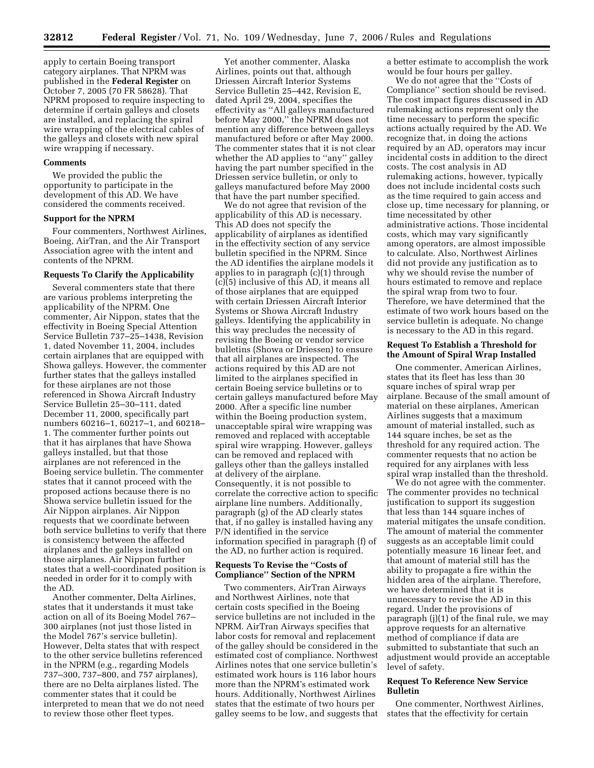apply to certain Boeing transport category airplanes. That NPRM was published in the **Federal Register** on October 7, 2005 (70 FR 58628). That NPRM proposed to require inspecting to determine if certain galleys and closets are installed, and replacing the spiral wire wrapping of the electrical cables of the galleys and closets with new spiral wire wrapping if necessary.

### Comments

We provided the public the opportunity to participate in the development of this AD. We have considered the comments received.

### Support for the NPRM

Four commenters, Northwest Airlines, Boeing, AirTran, and the Air Transport Association agree with the intent and contents of the NPRM.

### Requests To Clarify the Applicability

Several commenters state that there are various problems interpreting the applicability of the NPRM. One commenter, Air Nippon, states that the effectivity in Boeing Special Attention Service Bulletin 737–25–1438, Revision 1, dated November 11, 2004, includes certain airplanes that are equipped with Showa galleys. However, the commenter further states that the galleys installed for these airplanes are not those referenced in Showa Aircraft Industry Service Bulletin 25–30–111, dated December 11, 2000, specifically part numbers 60216–1, 60217–1, and 60218–1. The commenter further points out that it has airplanes that have Showa galleys installed, but that those airplanes are not referenced in the Boeing service bulletin. The commenter states that it cannot proceed with the proposed actions because there is no Showa service bulletin issued for the Air Nippon airplanes. Air Nippon requests that we coordinate between both service bulletins to verify that there is consistency between the affected airplanes and the galleys installed on those airplanes. Air Nippon further states that a well-coordinated position is needed in order for it to comply with the AD.

Another commenter, Delta Airlines, states that it understands it must take action on all of its Boeing Model 767–300 airplanes (not just those listed in the Model 767's service bulletin). However, Delta states that with respect to the other service bulletins referenced in the NPRM (e.g., regarding Models 737–300, 737–800, and 757 airplanes), there are no Delta airplanes listed. The commenter states that it could be interpreted to mean that we do not need to review those other fleet types.

Yet another commenter, Alaska Airlines, points out that, although Driessen Aircraft Interior Systems Service Bulletin 25–442, Revision E, dated April 29, 2004, specifies the effectivity as ''All galleys manufactured before May 2000,'' the NPRM does not mention any difference between galleys manufactured before or after May 2000. The commenter states that it is not clear whether the AD applies to ''any'' galley having the part number specified in the Driessen service bulletin, or only to galleys manufactured before May 2000 that have the part number specified.

We do not agree that revision of the applicability of this AD is necessary. This AD does not specify the applicability of airplanes as identified in the effectivity section of any service bulletin specified in the NPRM. Since the AD identifies the airplane models it applies to in paragraph (c)(1) through (c)(5) inclusive of this AD, it means all of those airplanes that are equipped with certain Driessen Aircraft Interior Systems or Showa Aircraft Industry galleys. Identifying the applicability in this way precludes the necessity of revising the Boeing or vendor service bulletins (Showa or Driessen) to ensure that all airplanes are inspected. The actions required by this AD are not limited to the airplanes specified in certain Boeing service bulletins or to certain galleys manufactured before May 2000. After a specific line number within the Boeing production system, unacceptable spiral wire wrapping was removed and replaced with acceptable spiral wire wrapping. However, galleys can be removed and replaced with galleys other than the galleys installed at delivery of the airplane. Consequently, it is not possible to correlate the corrective action to specific airplane line numbers. Additionally, paragraph (g) of the AD clearly states that, if no galley is installed having any P/N identified in the service information specified in paragraph (f) of the AD, no further action is required.

### Requests To Revise the ''Costs of Compliance'' Section of the NPRM

Two commenters, AirTran Airways and Northwest Airlines, note that certain costs specified in the Boeing service bulletins are not included in the NPRM. AirTran Airways specifies that labor costs for removal and replacement of the galley should be considered in the estimated cost of compliance. Northwest Airlines notes that one service bulletin's estimated work hours is 116 labor hours more than the NPRM's estimated work hours. Additionally, Northwest Airlines states that the estimate of two hours per galley seems to be low, and suggests that a better estimate to accomplish the work would be four hours per galley.

We do not agree that the ''Costs of Compliance'' section should be revised. The cost impact figures discussed in AD rulemaking actions represent only the time necessary to perform the specific actions actually required by the AD. We recognize that, in doing the actions required by an AD, operators may incur incidental costs in addition to the direct costs. The cost analysis in AD rulemaking actions, however, typically does not include incidental costs such as the time required to gain access and close up, time necessary for planning, or time necessitated by other administrative actions. Those incidental costs, which may vary significantly among operators, are almost impossible to calculate. Also, Northwest Airlines did not provide any justification as to why we should revise the number of hours estimated to remove and replace the spiral wrap from two to four. Therefore, we have determined that the estimate of two work hours based on the service bulletin is adequate. No change is necessary to the AD in this regard.

### Request To Establish a Threshold for the Amount of Spiral Wrap Installed

One commenter, American Airlines, states that its fleet has less than 30 square inches of spiral wrap per airplane. Because of the small amount of material on these airplanes, American Airlines suggests that a maximum amount of material installed, such as 144 square inches, be set as the threshold for any required action. The commenter requests that no action be required for any airplanes with less spiral wrap installed than the threshold.

We do not agree with the commenter. The commenter provides no technical justification to support its suggestion that less than 144 square inches of material mitigates the unsafe condition. The amount of material the commenter suggests as an acceptable limit could potentially measure 16 linear feet, and that amount of material still has the ability to propagate a fire within the hidden area of the airplane. Therefore, we have determined that it is unnecessary to revise the AD in this regard. Under the provisions of paragraph (j)(1) of the final rule, we may approve requests for an alternative method of compliance if data are submitted to substantiate that such an adjustment would provide an acceptable level of safety.

### Request To Reference New Service Bulletin

One commenter, Northwest Airlines, states that the effectivity for certain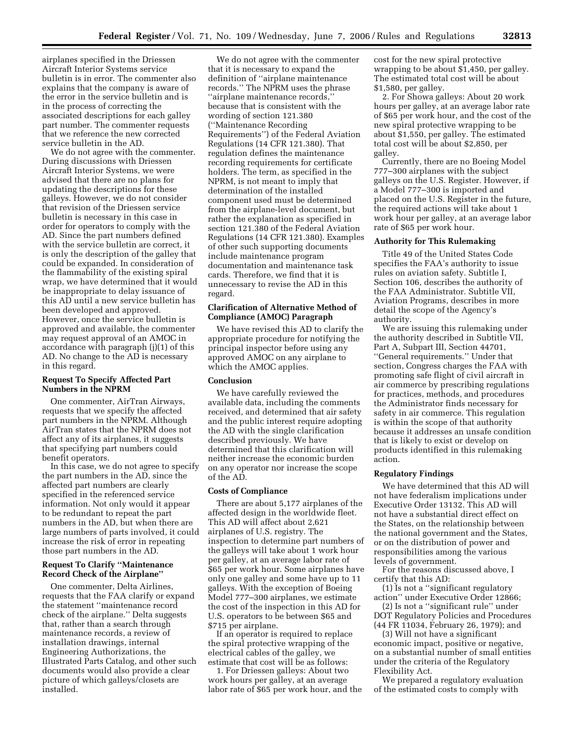airplanes specified in the Driessen Aircraft Interior Systems service bulletin is in error. The commenter also explains that the company is aware of the error in the service bulletin and is in the process of correcting the associated descriptions for each galley part number. The commenter requests that we reference the new corrected service bulletin in the AD.

We do not agree with the commenter. During discussions with Driessen Aircraft Interior Systems, we were advised that there are no plans for updating the descriptions for these galleys. However, we do not consider that revision of the Driessen service bulletin is necessary in this case in order for operators to comply with the AD. Since the part numbers defined with the service bulletin are correct, it is only the description of the galley that could be expanded. In consideration of the flammability of the existing spiral wrap, we have determined that it would be inappropriate to delay issuance of this AD until a new service bulletin has been developed and approved. However, once the service bulletin is approved and available, the commenter may request approval of an AMOC in accordance with paragraph (j)(1) of this AD. No change to the AD is necessary in this regard.

### Request To Specify Affected Part Numbers in the NPRM

One commenter, AirTran Airways, requests that we specify the affected part numbers in the NPRM. Although AirTran states that the NPRM does not affect any of its airplanes, it suggests that specifying part numbers could benefit operators.

In this case, we do not agree to specify the part numbers in the AD, since the affected part numbers are clearly specified in the referenced service information. Not only would it appear to be redundant to repeat the part numbers in the AD, but when there are large numbers of parts involved, it could increase the risk of error in repeating those part numbers in the AD.

### Request To Clarify "Maintenance Record Check of the Airplane"

One commenter, Delta Airlines, requests that the FAA clarify or expand the statement "maintenance record check of the airplane." Delta suggests that, rather than a search through maintenance records, a review of installation drawings, internal Engineering Authorizations, the Illustrated Parts Catalog, and other such documents would also provide a clear picture of which galleys/closets are installed.

We do not agree with the commenter that it is necessary to expand the definition of "airplane maintenance records." The NPRM uses the phrase "airplane maintenance records," because that is consistent with the wording of section 121.380 ("Maintenance Recording Requirements") of the Federal Aviation Regulations (14 CFR 121.380). That regulation defines the maintenance recording requirements for certificate holders. The term, as specified in the NPRM, is not meant to imply that determination of the installed component used must be determined from the airplane-level document, but rather the explanation as specified in section 121.380 of the Federal Aviation Regulations (14 CFR 121.380). Examples of other such supporting documents include maintenance program documentation and maintenance task cards. Therefore, we find that it is unnecessary to revise the AD in this regard.

### Clarification of Alternative Method of Compliance (AMOC) Paragraph

We have revised this AD to clarify the appropriate procedure for notifying the principal inspector before using any approved AMOC on any airplane to which the AMOC applies.

### Conclusion

We have carefully reviewed the available data, including the comments received, and determined that air safety and the public interest require adopting the AD with the single clarification described previously. We have determined that this clarification will neither increase the economic burden on any operator nor increase the scope of the AD.

### Costs of Compliance

There are about 5,177 airplanes of the affected design in the worldwide fleet. This AD will affect about 2,621 airplanes of U.S. registry. The inspection to determine part numbers of the galleys will take about 1 work hour per galley, at an average labor rate of $65 per work hour. Some airplanes have only one galley and some have up to 11 galleys. With the exception of Boeing Model 777–300 airplanes, we estimate the cost of the inspection in this AD for U.S. operators to be between $65 and $715 per airplane.

If an operator is required to replace the spiral protective wrapping of the electrical cables of the galley, we estimate that cost will be as follows:

1. For Driessen galleys: About two work hours per galley, at an average labor rate of $65 per work hour, and the cost for the new spiral protective wrapping to be about $1,450, per galley. The estimated total cost will be about $1,580, per galley.

2. For Showa galleys: About 20 work hours per galley, at an average labor rate of $65 per work hour, and the cost of the new spiral protective wrapping to be about $1,550, per galley. The estimated total cost will be about $2,850, per galley.

Currently, there are no Boeing Model 777–300 airplanes with the subject galleys on the U.S. Register. However, if a Model 777–300 is imported and placed on the U.S. Register in the future, the required actions will take about 1 work hour per galley, at an average labor rate of $65 per work hour.

### Authority for This Rulemaking

Title 49 of the United States Code specifies the FAA's authority to issue rules on aviation safety. Subtitle I, Section 106, describes the authority of the FAA Administrator. Subtitle VII, Aviation Programs, describes in more detail the scope of the Agency's authority.

We are issuing this rulemaking under the authority described in Subtitle VII, Part A, Subpart III, Section 44701, "General requirements." Under that section, Congress charges the FAA with promoting safe flight of civil aircraft in air commerce by prescribing regulations for practices, methods, and procedures the Administrator finds necessary for safety in air commerce. This regulation is within the scope of that authority because it addresses an unsafe condition that is likely to exist or develop on products identified in this rulemaking action.

### Regulatory Findings

We have determined that this AD will not have federalism implications under Executive Order 13132. This AD will not have a substantial direct effect on the States, on the relationship between the national government and the States, or on the distribution of power and responsibilities among the various levels of government.

For the reasons discussed above, I certify that this AD:

(1) Is not a "significant regulatory action" under Executive Order 12866;

(2) Is not a "significant rule" under DOT Regulatory Policies and Procedures (44 FR 11034, February 26, 1979); and

(3) Will not have a significant economic impact, positive or negative, on a substantial number of small entities under the criteria of the Regulatory Flexibility Act.

We prepared a regulatory evaluation of the estimated costs to comply with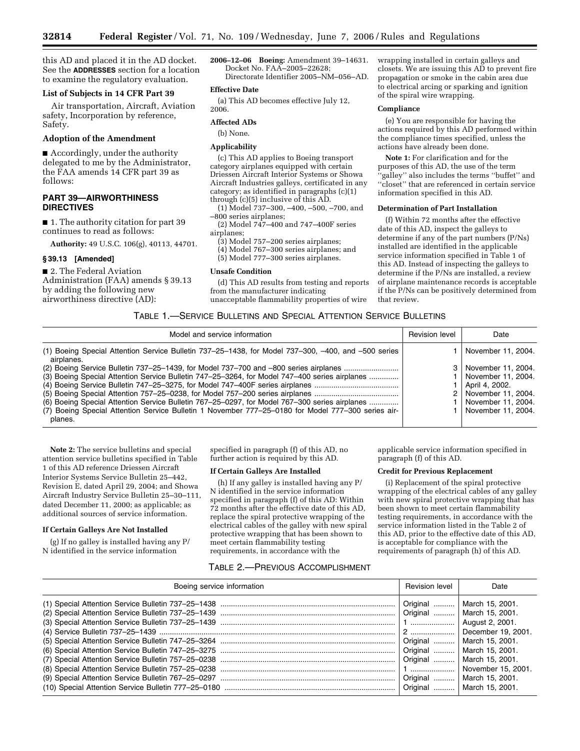this AD and placed it in the AD docket. See the **ADDRESSES** section for a location to examine the regulatory evaluation.

### List of Subjects in 14 CFR Part 39

Air transportation, Aircraft, Aviation safety, Incorporation by reference, Safety.

### Adoption of the Amendment

■ Accordingly, under the authority delegated to me by the Administrator, the FAA amends 14 CFR part 39 as follows:

## PART 39—AIRWORTHINESS DIRECTIVES

■ 1. The authority citation for part 39 continues to read as follows:

**Authority:** 49 U.S.C. 106(g), 40113, 44701.

### § 39.13 [Amended]

■ 2. The Federal Aviation Administration (FAA) amends § 39.13 by adding the following new airworthiness directive (AD):

**2006–12–06 Boeing:** Amendment 39–14631. Docket No. FAA–2005–22628; Directorate Identifier 2005–NM–056–AD.

### Effective Date

(a) This AD becomes effective July 12, 2006.

### Affected ADs

(b) None.

### Applicability

(c) This AD applies to Boeing transport category airplanes equipped with certain Driessen Aircraft Interior Systems or Showa Aircraft Industries galleys, certificated in any category; as identified in paragraphs (c)(1) through (c)(5) inclusive of this AD.

(1) Model 737–300, –400, –500, –700, and –800 series airplanes;

(2) Model 747–400 and 747–400F series airplanes;

(3) Model 757–200 series airplanes;

(4) Model 767–300 series airplanes; and

(5) Model 777–300 series airplanes.

### Unsafe Condition

(d) This AD results from testing and reports from the manufacturer indicating unacceptable flammability properties of wire wrapping installed in certain galleys and closets. We are issuing this AD to prevent fire propagation or smoke in the cabin area due to electrical arcing or sparking and ignition of the spiral wire wrapping.

### Compliance

(e) You are responsible for having the actions required by this AD performed within the compliance times specified, unless the actions have already been done.

**Note 1:** For clarification and for the purposes of this AD, the use of the term ''galley'' also includes the terms ''buffet'' and ''closet'' that are referenced in certain service information specified in this AD.

### Determination of Part Installation

(f) Within 72 months after the effective date of this AD, inspect the galleys to determine if any of the part numbers (P/Ns) installed are identified in the applicable service information specified in Table 1 of this AD. Instead of inspecting the galleys to determine if the P/Ns are installed, a review of airplane maintenance records is acceptable if the P/Ns can be positively determined from that review.

TABLE 1.—SERVICE BULLETINS AND SPECIAL ATTENTION SERVICE BULLETINS

| Model and service information | Revision level | Date |
|---|---|---|
| (1) Boeing Special Attention Service Bulletin 737–25–1438, for Model 737–300, –400, and –500 series airplanes. | 1 | November 11, 2004. |
| (2) Boeing Service Bulletin 737–25–1439, for Model 737–700 and –800 series airplanes | 3 | November 11, 2004. |
| (3) Boeing Special Attention Service Bulletin 747–25–3264, for Model 747–400 series airplanes | 1 | November 11, 2004. |
| (4) Boeing Service Bulletin 747–25–3275, for Model 747–400F series airplanes | 1 | April 4, 2002. |
| (5) Boeing Service Bulletin 757–25–0238, for Model 757–200 series airplanes | 2 | November 11, 2004. |
| (6) Boeing Special Attention Service Bulletin 767–25–0297, for Model 767–300 series airplanes | 1 | November 11, 2004. |
| (7) Boeing Special Attention Service Bulletin 1 November 777–25–0180 for Model 777–300 series airplanes. | 1 | November 11, 2004. |

**Note 2:** The service bulletins and special attention service bulletins specified in Table 1 of this AD reference Driessen Aircraft Interior Systems Service Bulletin 25–442, Revision E, dated April 29, 2004; and Showa Aircraft Industry Service Bulletin 25–30–111, dated December 11, 2000; as applicable; as additional sources of service information.

### If Certain Galleys Are Not Installed

(g) If no galley is installed having any P/N identified in the service information specified in paragraph (f) of this AD, no further action is required by this AD.

### If Certain Galleys Are Installed

(h) If any galley is installed having any P/N identified in the service information specified in paragraph (f) of this AD: Within 72 months after the effective date of this AD, replace the spiral protective wrapping of the electrical cables of the galley with new spiral protective wrapping that has been shown to meet certain flammability testing requirements, in accordance with the applicable service information specified in paragraph (f) of this AD.

### Credit for Previous Replacement

(i) Replacement of the spiral protective wrapping of the electrical cables of any galley with new spiral protective wrapping that has been shown to meet certain flammability testing requirements, in accordance with the service information listed in the Table 2 of this AD, prior to the effective date of this AD, is acceptable for compliance with the requirements of paragraph (h) of this AD.

TABLE 2.—PREVIOUS ACCOMPLISHMENT

| Boeing service information | Revision level | Date |
|---|---|---|
| (1) Special Attention Service Bulletin 737–25–1438 | Original | March 15, 2001. |
| (2) Special Attention Service Bulletin 737–25–1439 | Original | March 15, 2001. |
| (3) Special Attention Service Bulletin 737–25–1439 | 1 | August 2, 2001. |
| (4) Service Bulletin 737–25–1439 | 2 | December 19, 2001. |
| (5) Special Attention Service Bulletin 747–25–3264 | Original | March 15, 2001. |
| (6) Special Attention Service Bulletin 747–25–3275 | Original | March 15, 2001. |
| (7) Special Attention Service Bulletin 757–25–0238 | Original | March 15, 2001. |
| (8) Special Attention Service Bulletin 757–25–0238 | 1 | November 15, 2001. |
| (9) Special Attention Service Bulletin 767–25–0297 | Original | March 15, 2001. |
| (10) Special Attention Service Bulletin 777–25–0180 | Original | March 15, 2001. |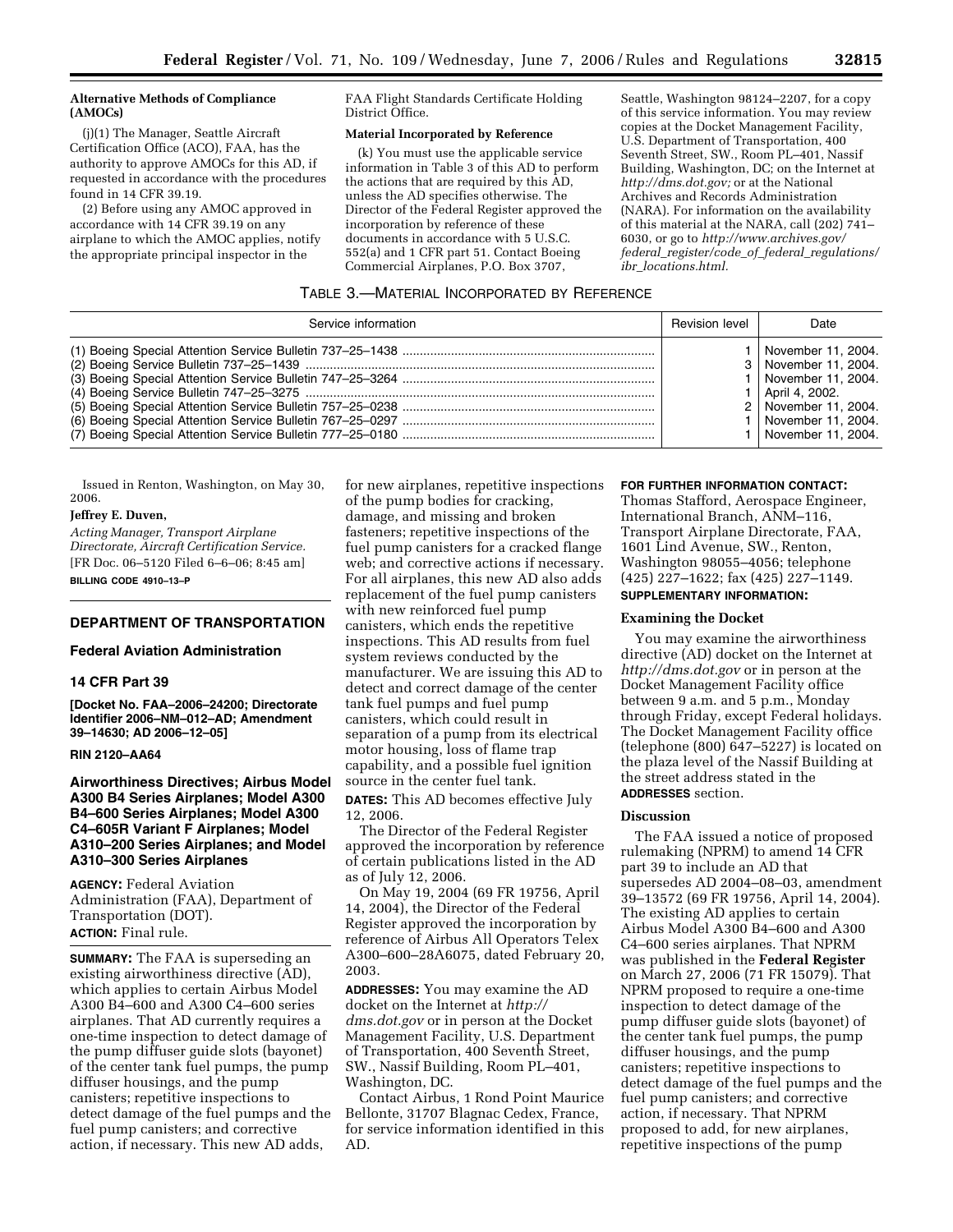**Alternative Methods of Compliance (AMOCs)**

(j)(1) The Manager, Seattle Aircraft Certification Office (ACO), FAA, has the authority to approve AMOCs for this AD, if requested in accordance with the procedures found in 14 CFR 39.19.

(2) Before using any AMOC approved in accordance with 14 CFR 39.19 on any airplane to which the AMOC applies, notify the appropriate principal inspector in the FAA Flight Standards Certificate Holding District Office.

**Material Incorporated by Reference**

(k) You must use the applicable service information in Table 3 of this AD to perform the actions that are required by this AD, unless the AD specifies otherwise. The Director of the Federal Register approved the incorporation by reference of these documents in accordance with 5 U.S.C. 552(a) and 1 CFR part 51. Contact Boeing Commercial Airplanes, P.O. Box 3707, Seattle, Washington 98124–2207, for a copy of this service information. You may review copies at the Docket Management Facility, U.S. Department of Transportation, 400 Seventh Street, SW., Room PL–401, Nassif Building, Washington, DC; on the Internet at *http://dms.dot.gov;* or at the National Archives and Records Administration (NARA). For information on the availability of this material at the NARA, call (202) 741–6030, or go to *http://www.archives.gov/federal_register/code_of_federal_regulations/ibr_locations.html.*

TABLE 3.—MATERIAL INCORPORATED BY REFERENCE

| Service information | Revision level | Date |
|---|---|---|
| (1) Boeing Special Attention Service Bulletin 737–25–1438 | 1 | November 11, 2004. |
| (2) Boeing Service Bulletin 737–25–1439 | 3 | November 11, 2004. |
| (3) Boeing Special Attention Service Bulletin 747–25–3264 | 1 | November 11, 2004. |
| (4) Boeing Service Bulletin 747–25–3275 | 1 | April 4, 2002. |
| (5) Boeing Special Attention Service Bulletin 757–25–0238 | 2 | November 11, 2004. |
| (6) Boeing Special Attention Service Bulletin 767–25–0297 | 1 | November 11, 2004. |
| (7) Boeing Special Attention Service Bulletin 777–25–0180 | 1 | November 11, 2004. |

Issued in Renton, Washington, on May 30, 2006.

**Jeffrey E. Duven,**

*Acting Manager, Transport Airplane Directorate, Aircraft Certification Service.*

[FR Doc. 06–5120 Filed 6–6–06; 8:45 am]

**BILLING CODE 4910–13–P**

## DEPARTMENT OF TRANSPORTATION

## Federal Aviation Administration

## 14 CFR Part 39

**[Docket No. FAA–2006–24200; Directorate Identifier 2006–NM–012–AD; Amendment 39–14630; AD 2006–12–05]**

**RIN 2120–AA64**

## Airworthiness Directives; Airbus Model A300 B4 Series Airplanes; Model A300 B4–600 Series Airplanes; Model A300 C4–605R Variant F Airplanes; Model A310–200 Series Airplanes; and Model A310–300 Series Airplanes

**AGENCY:** Federal Aviation Administration (FAA), Department of Transportation (DOT).

**ACTION:** Final rule.

**SUMMARY:** The FAA is superseding an existing airworthiness directive (AD), which applies to certain Airbus Model A300 B4–600 and A300 C4–600 series airplanes. That AD currently requires a one-time inspection to detect damage of the pump diffuser guide slots (bayonet) of the center tank fuel pumps, the pump diffuser housings, and the pump canisters; repetitive inspections to detect damage of the fuel pumps and the fuel pump canisters; and corrective action, if necessary. This new AD adds, for new airplanes, repetitive inspections of the pump bodies for cracking, damage, and missing and broken fasteners; repetitive inspections of the fuel pump canisters for a cracked flange web; and corrective actions if necessary. For all airplanes, this new AD also adds replacement of the fuel pump canisters with new reinforced fuel pump canisters, which ends the repetitive inspections. This AD results from fuel system reviews conducted by the manufacturer. We are issuing this AD to detect and correct damage of the center tank fuel pumps and fuel pump canisters, which could result in separation of a pump from its electrical motor housing, loss of flame trap capability, and a possible fuel ignition source in the center fuel tank.

**DATES:** This AD becomes effective July 12, 2006.

The Director of the Federal Register approved the incorporation by reference of certain publications listed in the AD as of July 12, 2006.

On May 19, 2004 (69 FR 19756, April 14, 2004), the Director of the Federal Register approved the incorporation by reference of Airbus All Operators Telex A300–600–28A6075, dated February 20, 2003.

**ADDRESSES:** You may examine the AD docket on the Internet at *http://dms.dot.gov* or in person at the Docket Management Facility, U.S. Department of Transportation, 400 Seventh Street, SW., Nassif Building, Room PL–401, Washington, DC.

Contact Airbus, 1 Rond Point Maurice Bellonte, 31707 Blagnac Cedex, France, for service information identified in this AD.

**FOR FURTHER INFORMATION CONTACT:** Thomas Stafford, Aerospace Engineer, International Branch, ANM–116, Transport Airplane Directorate, FAA, 1601 Lind Avenue, SW., Renton, Washington 98055–4056; telephone (425) 227–1622; fax (425) 227–1149.

**SUPPLEMENTARY INFORMATION:**

**Examining the Docket**

You may examine the airworthiness directive (AD) docket on the Internet at *http://dms.dot.gov* or in person at the Docket Management Facility office between 9 a.m. and 5 p.m., Monday through Friday, except Federal holidays. The Docket Management Facility office (telephone (800) 647–5227) is located on the plaza level of the Nassif Building at the street address stated in the **ADDRESSES** section.

**Discussion**

The FAA issued a notice of proposed rulemaking (NPRM) to amend 14 CFR part 39 to include an AD that supersedes AD 2004–08–03, amendment 39–13572 (69 FR 19756, April 14, 2004). The existing AD applies to certain Airbus Model A300 B4–600 and A300 C4–600 series airplanes. That NPRM was published in the **Federal Register** on March 27, 2006 (71 FR 15079). That NPRM proposed to require a one-time inspection to detect damage of the pump diffuser guide slots (bayonet) of the center tank fuel pumps, the pump diffuser housings, and the pump canisters; repetitive inspections to detect damage of the fuel pumps and the fuel pump canisters; and corrective action, if necessary. That NPRM proposed to add, for new airplanes, repetitive inspections of the pump